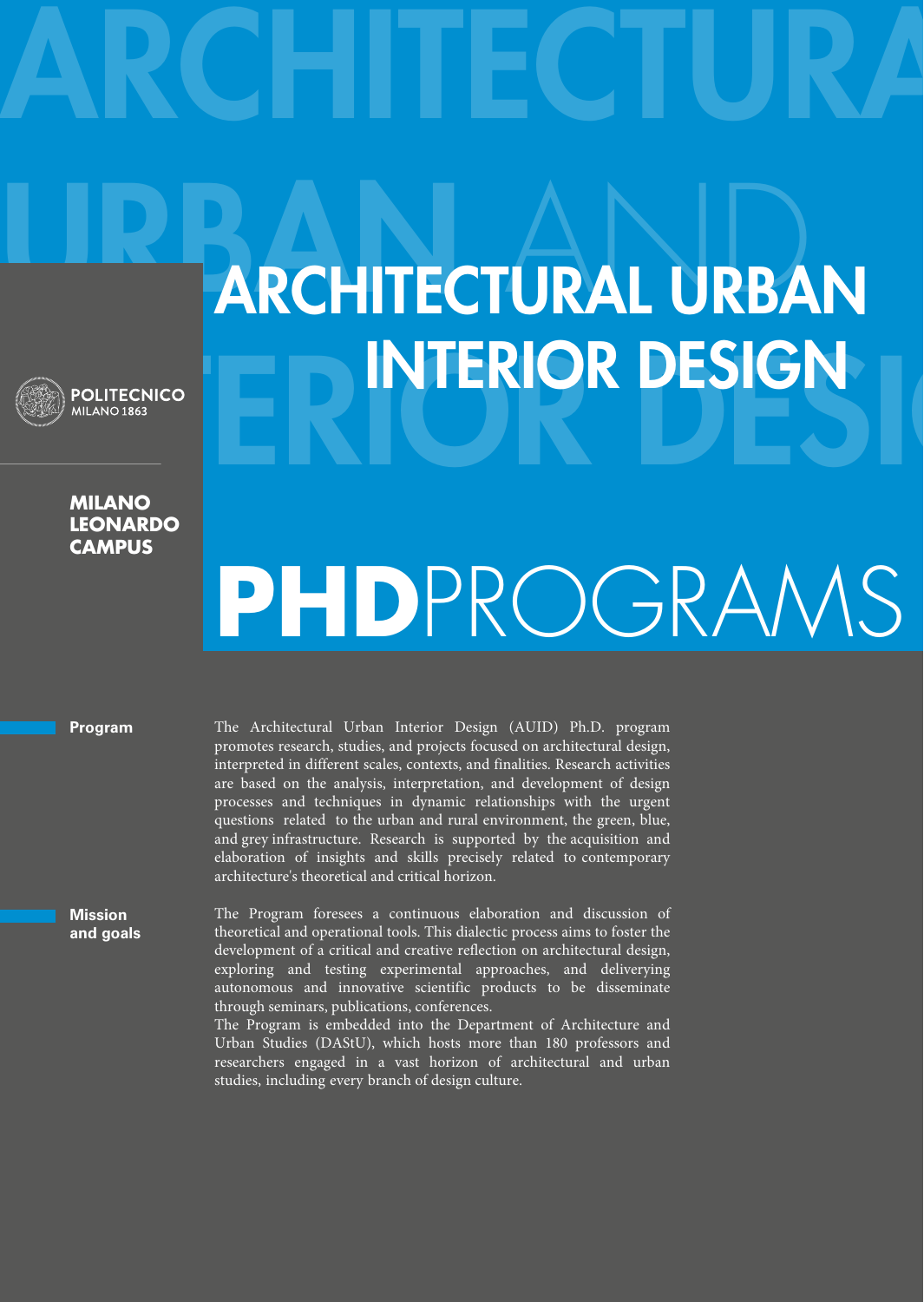# ARCHITECTURAL URBAN INTERIOR DESIGN

POLITECNICO MILANO 1863

**MILANO LEONARDO CAMPUS**

# PHD PROGRAMS

**Program**

The Architectural Urban Interior Design (AUID) Ph.D. program promotes research, studies, and projects focused on architectural design, interpreted in different scales, contexts, and finalities. Research activities are based on the analysis, interpretation, and development of design processes and techniques in dynamic relationships with the urgent questions related to the urban and rural environment, the green, blue, and grey infrastructure. Research is supported by the acquisition and elaboration of insights and skills precisely related to contemporary architecture's theoretical and critical horizon.

**Mission and goals**

The Program foresees a continuous elaboration and discussion of theoretical and operational tools. This dialectic process aims to foster the development of a critical and creative reflection on architectural design, exploring and testing experimental approaches, and deliverying autonomous and innovative scientific products to be disseminate through seminars, publications, conferences.

The Program is embedded into the Department of Architecture and Urban Studies (DAStU), which hosts more than 180 professors and researchers engaged in a vast horizon of architectural and urban studies, including every branch of design culture.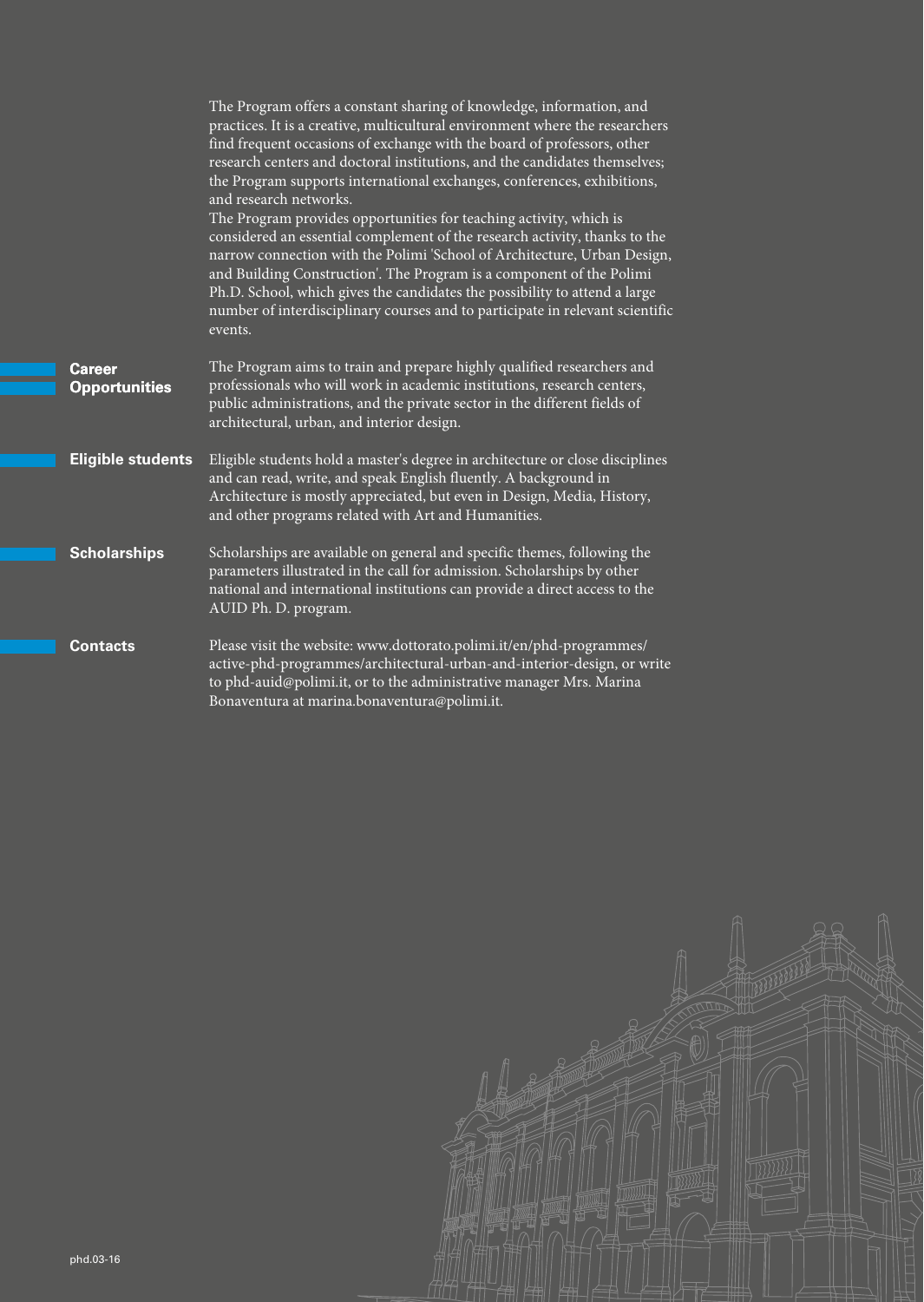The Program offers a constant sharing of knowledge, information, and practices. It is a creative, multicultural environment where the researchers find frequent occasions of exchange with the board of professors, other research centers and doctoral institutions, and the candidates themselves; the Program supports international exchanges, conferences, exhibitions, and research networks.
The Program provides opportunities for teaching activity, which is considered an essential complement of the research activity, thanks to the narrow connection with the Polimi 'School of Architecture, Urban Design, and Building Construction'. The Program is a component of the Polimi Ph.D. School, which gives the candidates the possibility to attend a large number of interdisciplinary courses and to participate in relevant scientific events.

## Career Opportunities

The Program aims to train and prepare highly qualified researchers and professionals who will work in academic institutions, research centers, public administrations, and the private sector in the different fields of architectural, urban, and interior design.

## Eligible students

Eligible students hold a master's degree in architecture or close disciplines and can read, write, and speak English fluently. A background in Architecture is mostly appreciated, but even in Design, Media, History, and other programs related with Art and Humanities.

## Scholarships

Scholarships are available on general and specific themes, following the parameters illustrated in the call for admission. Scholarships by other national and international institutions can provide a direct access to the AUID Ph. D. program.

## Contacts

Please visit the website: www.dottorato.polimi.it/en/phd-programmes/active-phd-programmes/architectural-urban-and-interior-design, or write to phd-auid@polimi.it, or to the administrative manager Mrs. Marina Bonaventura at marina.bonaventura@polimi.it.

phd.03-16